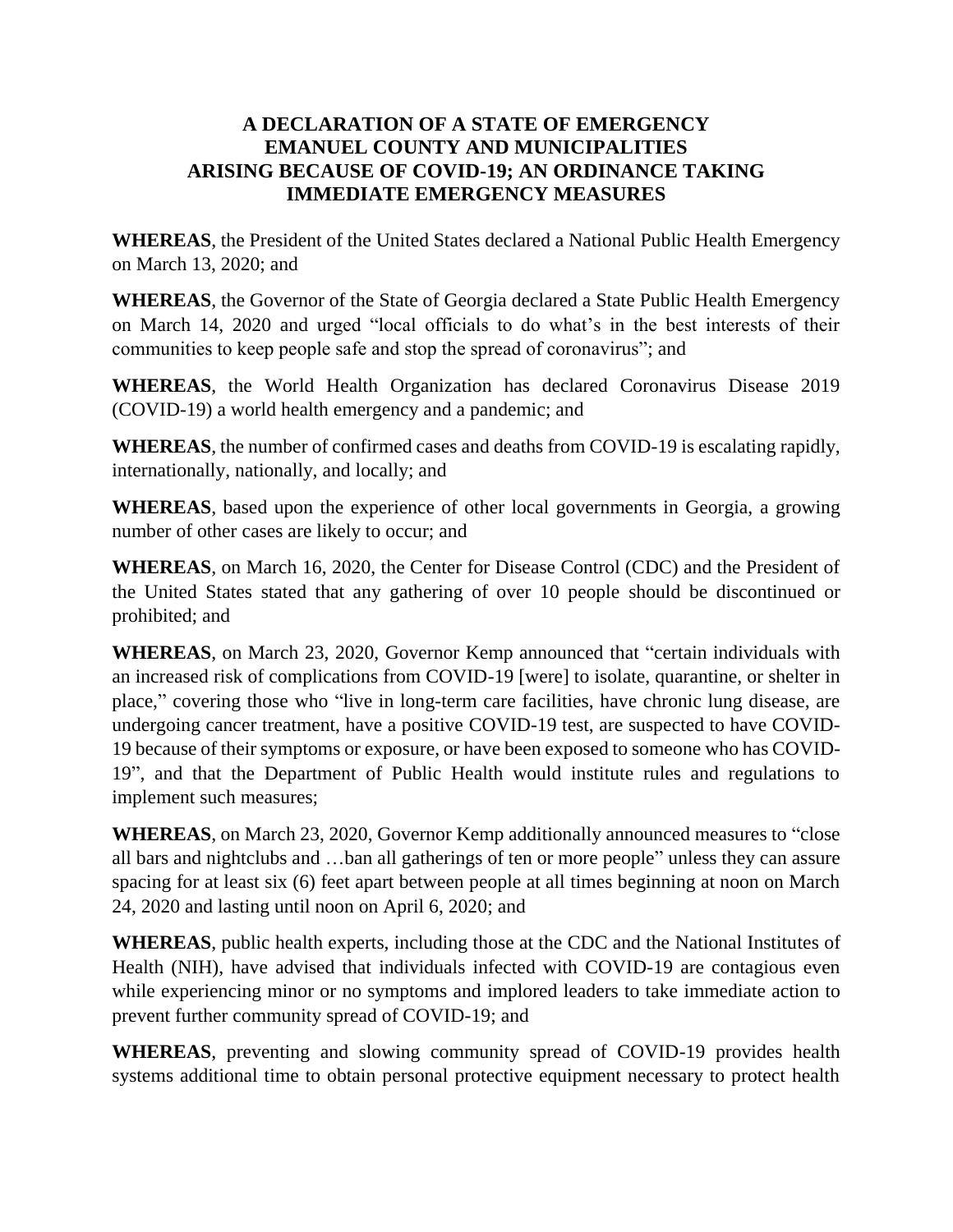# A DECLARATION OF A STATE OF EMERGENCY EMANUEL COUNTY AND MUNICIPALITIES ARISING BECAUSE OF COVID-19; AN ORDINANCE TAKING IMMEDIATE EMERGENCY MEASURES

**WHEREAS**, the President of the United States declared a National Public Health Emergency on March 13, 2020; and

**WHEREAS**, the Governor of the State of Georgia declared a State Public Health Emergency on March 14, 2020 and urged "local officials to do what's in the best interests of their communities to keep people safe and stop the spread of coronavirus"; and

**WHEREAS**, the World Health Organization has declared Coronavirus Disease 2019 (COVID-19) a world health emergency and a pandemic; and

**WHEREAS**, the number of confirmed cases and deaths from COVID-19 is escalating rapidly, internationally, nationally, and locally; and

**WHEREAS**, based upon the experience of other local governments in Georgia, a growing number of other cases are likely to occur; and

**WHEREAS**, on March 16, 2020, the Center for Disease Control (CDC) and the President of the United States stated that any gathering of over 10 people should be discontinued or prohibited; and

**WHEREAS**, on March 23, 2020, Governor Kemp announced that "certain individuals with an increased risk of complications from COVID-19 [were] to isolate, quarantine, or shelter in place," covering those who "live in long-term care facilities, have chronic lung disease, are undergoing cancer treatment, have a positive COVID-19 test, are suspected to have COVID-19 because of their symptoms or exposure, or have been exposed to someone who has COVID-19", and that the Department of Public Health would institute rules and regulations to implement such measures;

**WHEREAS**, on March 23, 2020, Governor Kemp additionally announced measures to "close all bars and nightclubs and …ban all gatherings of ten or more people" unless they can assure spacing for at least six (6) feet apart between people at all times beginning at noon on March 24, 2020 and lasting until noon on April 6, 2020; and

**WHEREAS**, public health experts, including those at the CDC and the National Institutes of Health (NIH), have advised that individuals infected with COVID-19 are contagious even while experiencing minor or no symptoms and implored leaders to take immediate action to prevent further community spread of COVID-19; and

**WHEREAS**, preventing and slowing community spread of COVID-19 provides health systems additional time to obtain personal protective equipment necessary to protect health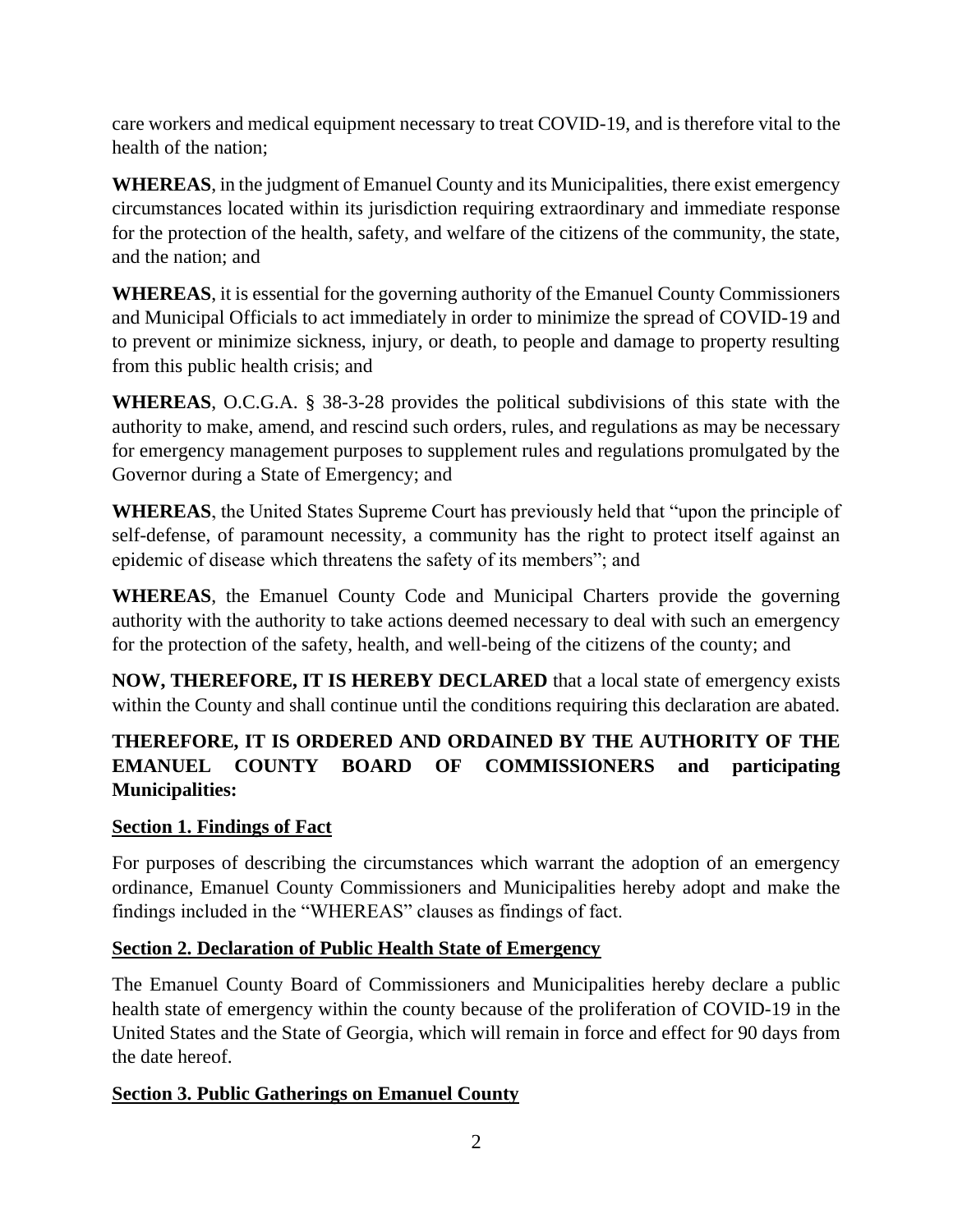care workers and medical equipment necessary to treat COVID-19, and is therefore vital to the health of the nation;

**WHEREAS**, in the judgment of Emanuel County and its Municipalities, there exist emergency circumstances located within its jurisdiction requiring extraordinary and immediate response for the protection of the health, safety, and welfare of the citizens of the community, the state, and the nation; and

**WHEREAS**, it is essential for the governing authority of the Emanuel County Commissioners and Municipal Officials to act immediately in order to minimize the spread of COVID-19 and to prevent or minimize sickness, injury, or death, to people and damage to property resulting from this public health crisis; and

**WHEREAS**, O.C.G.A. § 38-3-28 provides the political subdivisions of this state with the authority to make, amend, and rescind such orders, rules, and regulations as may be necessary for emergency management purposes to supplement rules and regulations promulgated by the Governor during a State of Emergency; and

**WHEREAS**, the United States Supreme Court has previously held that "upon the principle of self-defense, of paramount necessity, a community has the right to protect itself against an epidemic of disease which threatens the safety of its members"; and

**WHEREAS**, the Emanuel County Code and Municipal Charters provide the governing authority with the authority to take actions deemed necessary to deal with such an emergency for the protection of the safety, health, and well-being of the citizens of the county; and

**NOW, THEREFORE, IT IS HEREBY DECLARED** that a local state of emergency exists within the County and shall continue until the conditions requiring this declaration are abated.

**THEREFORE, IT IS ORDERED AND ORDAINED BY THE AUTHORITY OF THE EMANUEL COUNTY BOARD OF COMMISSIONERS and participating Municipalities:**

## Section 1. Findings of Fact

For purposes of describing the circumstances which warrant the adoption of an emergency ordinance, Emanuel County Commissioners and Municipalities hereby adopt and make the findings included in the "WHEREAS" clauses as findings of fact.

## Section 2. Declaration of Public Health State of Emergency

The Emanuel County Board of Commissioners and Municipalities hereby declare a public health state of emergency within the county because of the proliferation of COVID-19 in the United States and the State of Georgia, which will remain in force and effect for 90 days from the date hereof.

## Section 3. Public Gatherings on Emanuel County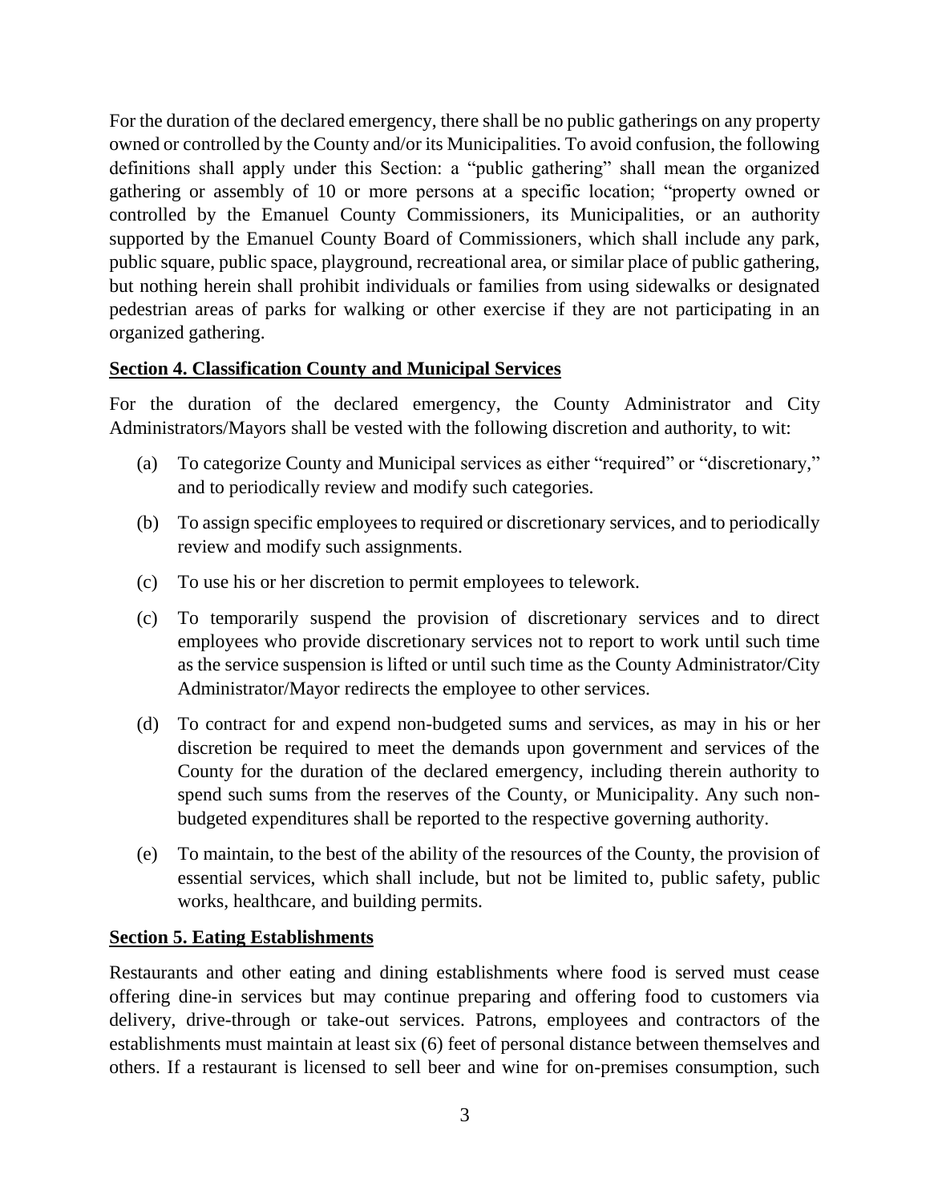For the duration of the declared emergency, there shall be no public gatherings on any property owned or controlled by the County and/or its Municipalities. To avoid confusion, the following definitions shall apply under this Section: a "public gathering" shall mean the organized gathering or assembly of 10 or more persons at a specific location; "property owned or controlled by the Emanuel County Commissioners, its Municipalities, or an authority supported by the Emanuel County Board of Commissioners, which shall include any park, public square, public space, playground, recreational area, or similar place of public gathering, but nothing herein shall prohibit individuals or families from using sidewalks or designated pedestrian areas of parks for walking or other exercise if they are not participating in an organized gathering.

**Section 4. Classification County and Municipal Services**

For the duration of the declared emergency, the County Administrator and City Administrators/Mayors shall be vested with the following discretion and authority, to wit:

(a) To categorize County and Municipal services as either "required" or "discretionary," and to periodically review and modify such categories.

(b) To assign specific employees to required or discretionary services, and to periodically review and modify such assignments.

(c) To use his or her discretion to permit employees to telework.

(c) To temporarily suspend the provision of discretionary services and to direct employees who provide discretionary services not to report to work until such time as the service suspension is lifted or until such time as the County Administrator/City Administrator/Mayor redirects the employee to other services.

(d) To contract for and expend non-budgeted sums and services, as may in his or her discretion be required to meet the demands upon government and services of the County for the duration of the declared emergency, including therein authority to spend such sums from the reserves of the County, or Municipality. Any such non-budgeted expenditures shall be reported to the respective governing authority.

(e) To maintain, to the best of the ability of the resources of the County, the provision of essential services, which shall include, but not be limited to, public safety, public works, healthcare, and building permits.

**Section 5. Eating Establishments**

Restaurants and other eating and dining establishments where food is served must cease offering dine-in services but may continue preparing and offering food to customers via delivery, drive-through or take-out services. Patrons, employees and contractors of the establishments must maintain at least six (6) feet of personal distance between themselves and others. If a restaurant is licensed to sell beer and wine for on-premises consumption, such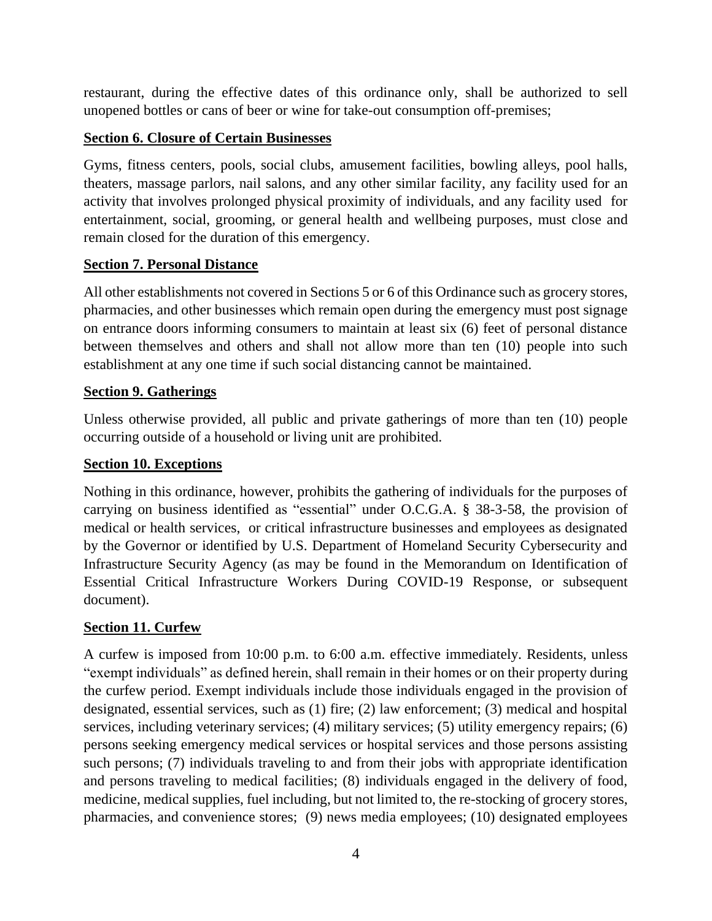restaurant, during the effective dates of this ordinance only, shall be authorized to sell unopened bottles or cans of beer or wine for take-out consumption off-premises;

**Section 6. Closure of Certain Businesses**

Gyms, fitness centers, pools, social clubs, amusement facilities, bowling alleys, pool halls, theaters, massage parlors, nail salons, and any other similar facility, any facility used for an activity that involves prolonged physical proximity of individuals, and any facility used for entertainment, social, grooming, or general health and wellbeing purposes, must close and remain closed for the duration of this emergency.

**Section 7. Personal Distance**

All other establishments not covered in Sections 5 or 6 of this Ordinance such as grocery stores, pharmacies, and other businesses which remain open during the emergency must post signage on entrance doors informing consumers to maintain at least six (6) feet of personal distance between themselves and others and shall not allow more than ten (10) people into such establishment at any one time if such social distancing cannot be maintained.

**Section 9. Gatherings**

Unless otherwise provided, all public and private gatherings of more than ten (10) people occurring outside of a household or living unit are prohibited.

**Section 10. Exceptions**

Nothing in this ordinance, however, prohibits the gathering of individuals for the purposes of carrying on business identified as "essential" under O.C.G.A. § 38-3-58, the provision of medical or health services, or critical infrastructure businesses and employees as designated by the Governor or identified by U.S. Department of Homeland Security Cybersecurity and Infrastructure Security Agency (as may be found in the Memorandum on Identification of Essential Critical Infrastructure Workers During COVID-19 Response, or subsequent document).

**Section 11. Curfew**

A curfew is imposed from 10:00 p.m. to 6:00 a.m. effective immediately. Residents, unless "exempt individuals" as defined herein, shall remain in their homes or on their property during the curfew period. Exempt individuals include those individuals engaged in the provision of designated, essential services, such as (1) fire; (2) law enforcement; (3) medical and hospital services, including veterinary services; (4) military services; (5) utility emergency repairs; (6) persons seeking emergency medical services or hospital services and those persons assisting such persons; (7) individuals traveling to and from their jobs with appropriate identification and persons traveling to medical facilities; (8) individuals engaged in the delivery of food, medicine, medical supplies, fuel including, but not limited to, the re-stocking of grocery stores, pharmacies, and convenience stores; (9) news media employees; (10) designated employees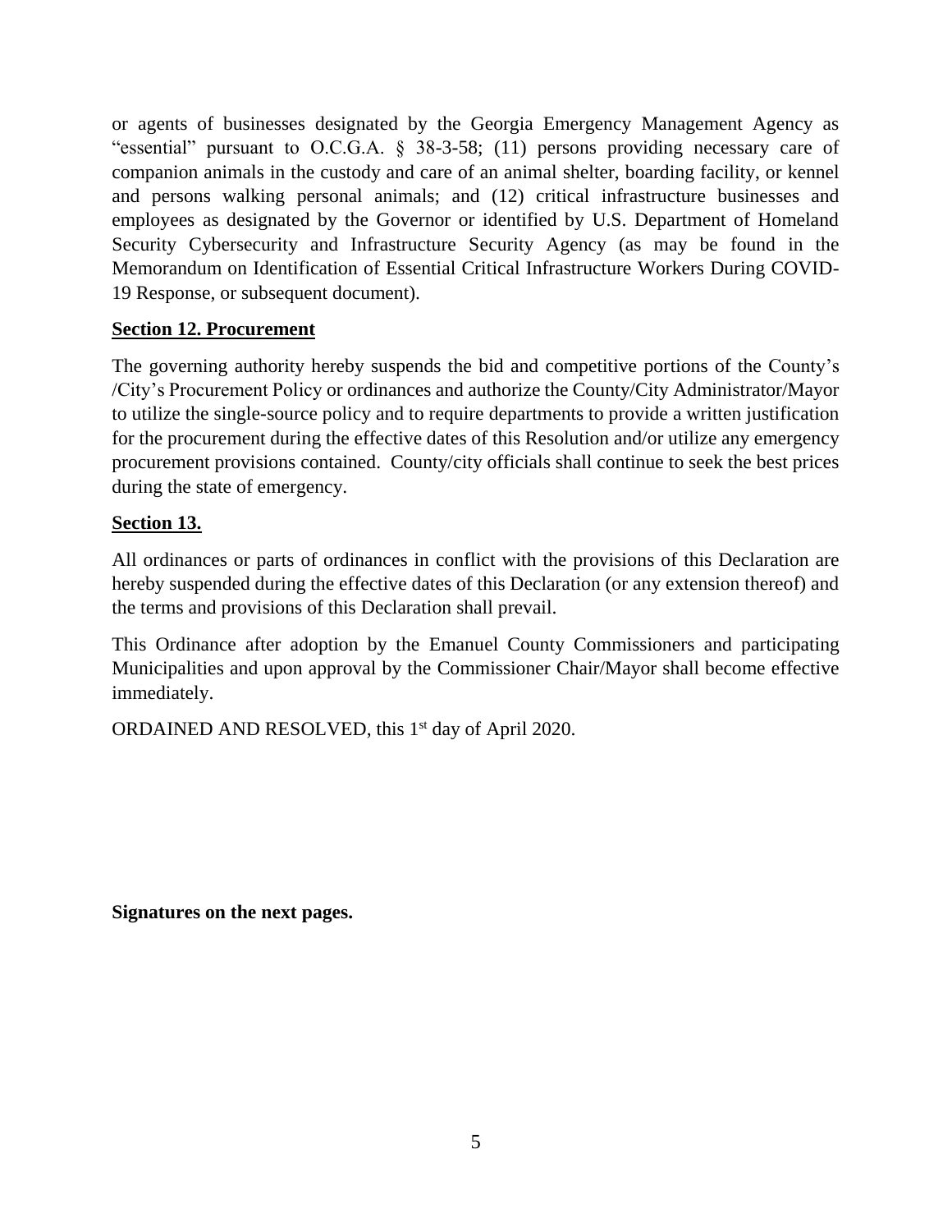or agents of businesses designated by the Georgia Emergency Management Agency as "essential" pursuant to O.C.G.A. § 38-3-58; (11) persons providing necessary care of companion animals in the custody and care of an animal shelter, boarding facility, or kennel and persons walking personal animals; and (12) critical infrastructure businesses and employees as designated by the Governor or identified by U.S. Department of Homeland Security Cybersecurity and Infrastructure Security Agency (as may be found in the Memorandum on Identification of Essential Critical Infrastructure Workers During COVID-19 Response, or subsequent document).

**Section 12. Procurement**

The governing authority hereby suspends the bid and competitive portions of the County's /City's Procurement Policy or ordinances and authorize the County/City Administrator/Mayor to utilize the single-source policy and to require departments to provide a written justification for the procurement during the effective dates of this Resolution and/or utilize any emergency procurement provisions contained. County/city officials shall continue to seek the best prices during the state of emergency.

**Section 13.**

All ordinances or parts of ordinances in conflict with the provisions of this Declaration are hereby suspended during the effective dates of this Declaration (or any extension thereof) and the terms and provisions of this Declaration shall prevail.

This Ordinance after adoption by the Emanuel County Commissioners and participating Municipalities and upon approval by the Commissioner Chair/Mayor shall become effective immediately.

ORDAINED AND RESOLVED, this 1st day of April 2020.

**Signatures on the next pages.**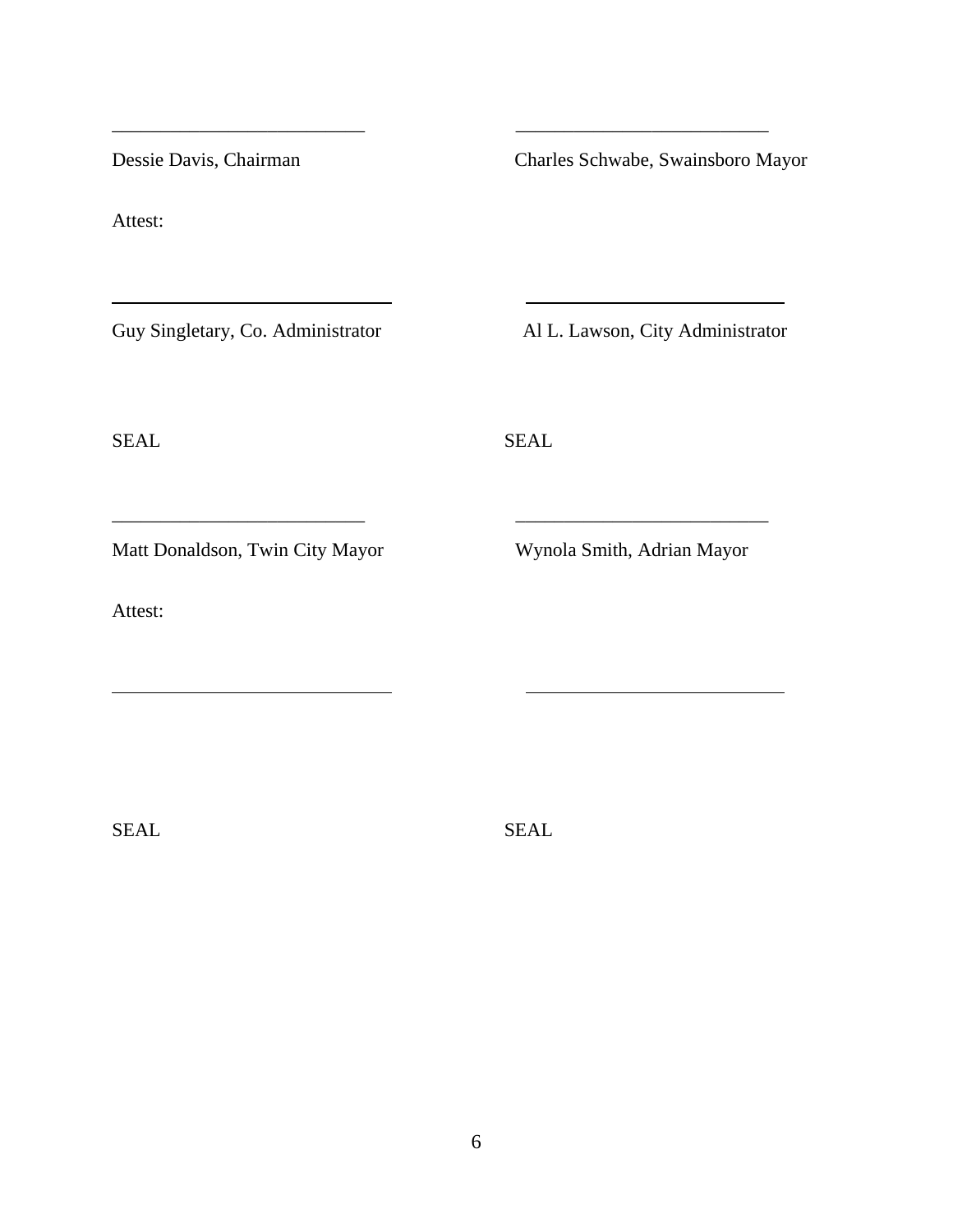\_\_\_\_\_\_\_\_\_\_\_\_\_\_\_\_\_\_\_\_\_\_\_\_\_\_ 

Dessie Davis, Chairman

\_\_\_\_\_\_\_\_\_\_\_\_\_\_\_\_\_\_\_\_\_\_\_\_\_\_

Charles Schwabe, Swainsboro Mayor

Attest:

\_\_\_\_\_\_\_\_\_\_\_\_\_\_\_\_\_\_\_\_\_\_\_\_\_\_

Guy Singletary, Co. Administrator

\_\_\_\_\_\_\_\_\_\_\_\_\_\_\_\_\_\_\_\_\_\_\_\_\_\_

Al L. Lawson, City Administrator

SEAL

SEAL

\_\_\_\_\_\_\_\_\_\_\_\_\_\_\_\_\_\_\_\_\_\_\_\_\_\_

Matt Donaldson, Twin City Mayor

\_\_\_\_\_\_\_\_\_\_\_\_\_\_\_\_\_\_\_\_\_\_\_\_\_\_

Wynola Smith, Adrian Mayor

Attest:

\_\_\_\_\_\_\_\_\_\_\_\_\_\_\_\_\_\_\_\_\_\_\_\_\_\_

\_\_\_\_\_\_\_\_\_\_\_\_\_\_\_\_\_\_\_\_\_\_\_\_\_\_

SEAL

SEAL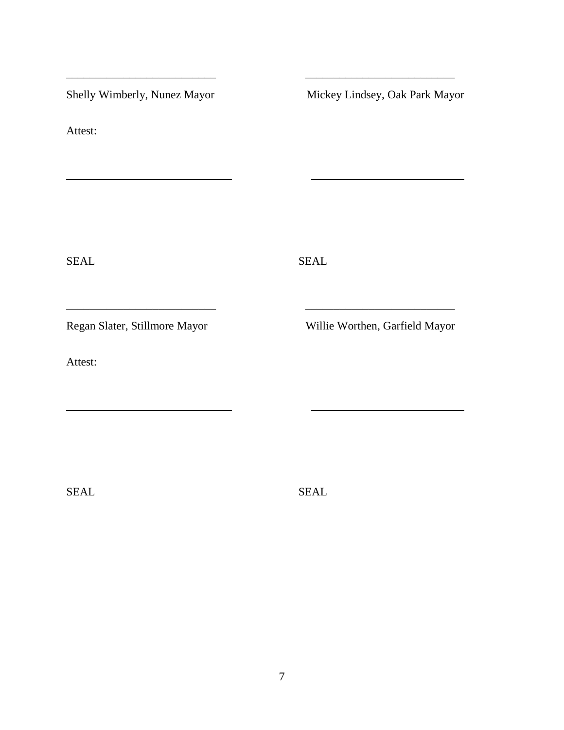\_\_\_\_\_\_\_\_\_\_\_\_\_\_\_\_\_\_\_\_\_\_\_\_\_\_ \_\_\_\_\_\_\_\_\_\_\_\_\_\_\_\_\_\_\_\_\_\_\_\_\_\_

Shelly Wimberly, Nunez Mayor Mickey Lindsey, Oak Park Mayor

Attest:

\_\_\_\_\_\_\_\_\_\_\_\_\_\_\_\_\_\_\_\_\_\_\_\_\_\_ \_\_\_\_\_\_\_\_\_\_\_\_\_\_\_\_\_\_\_\_\_\_\_\_\_\_

SEAL SEAL

\_\_\_\_\_\_\_\_\_\_\_\_\_\_\_\_\_\_\_\_\_\_\_\_\_\_ \_\_\_\_\_\_\_\_\_\_\_\_\_\_\_\_\_\_\_\_\_\_\_\_\_\_

Regan Slater, Stillmore Mayor Willie Worthen, Garfield Mayor

Attest:

\_\_\_\_\_\_\_\_\_\_\_\_\_\_\_\_\_\_\_\_\_\_\_\_\_\_ \_\_\_\_\_\_\_\_\_\_\_\_\_\_\_\_\_\_\_\_\_\_\_\_\_\_

SEAL SEAL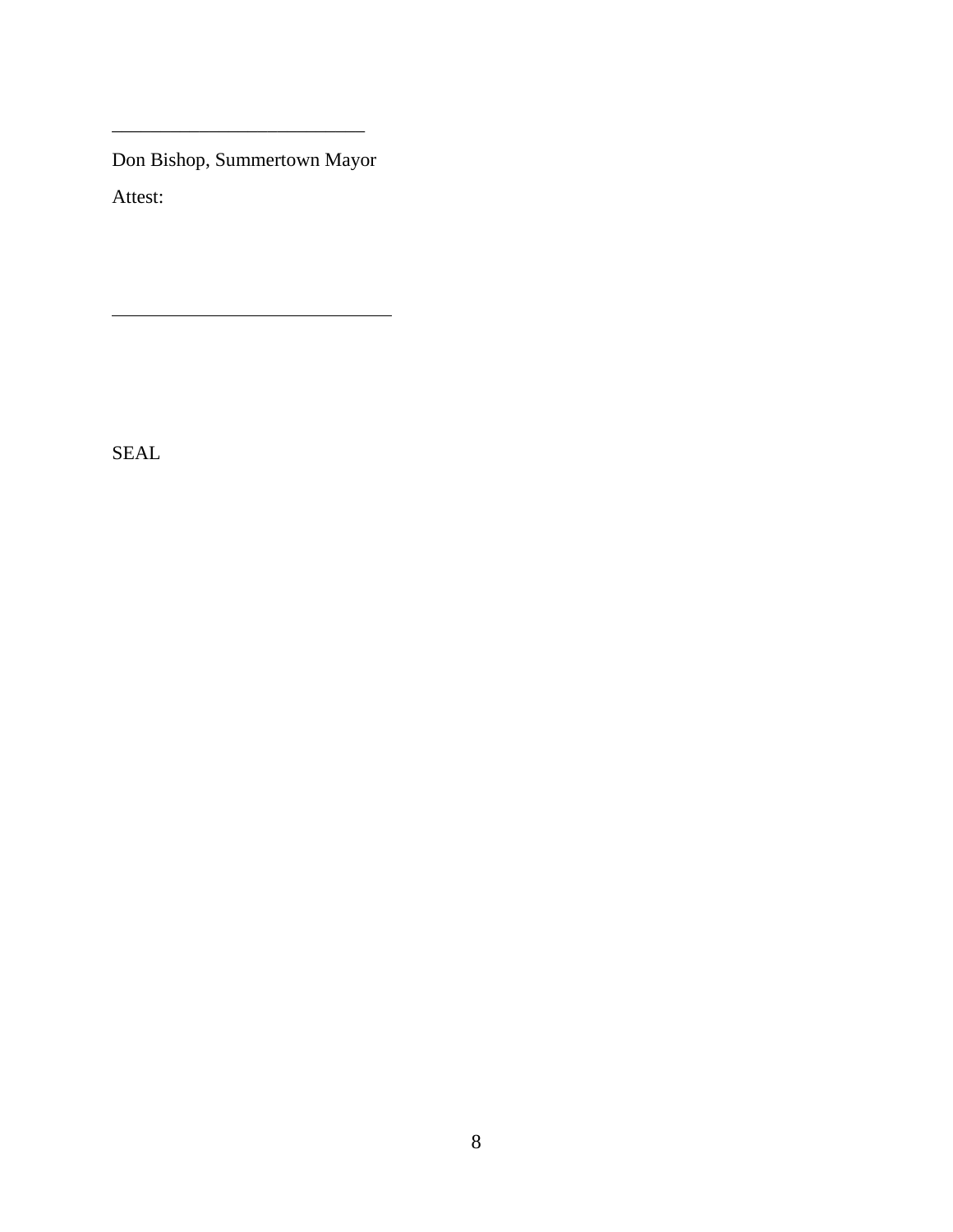\_\_\_\_\_\_\_\_\_\_\_\_\_\_\_\_\_\_\_\_\_\_\_\_\_\_

Don Bishop, Summertown Mayor

Attest:

\_\_\_\_\_\_\_\_\_\_\_\_\_\_\_\_\_\_\_\_\_\_\_\_\_\_\_\_\_\_

SEAL